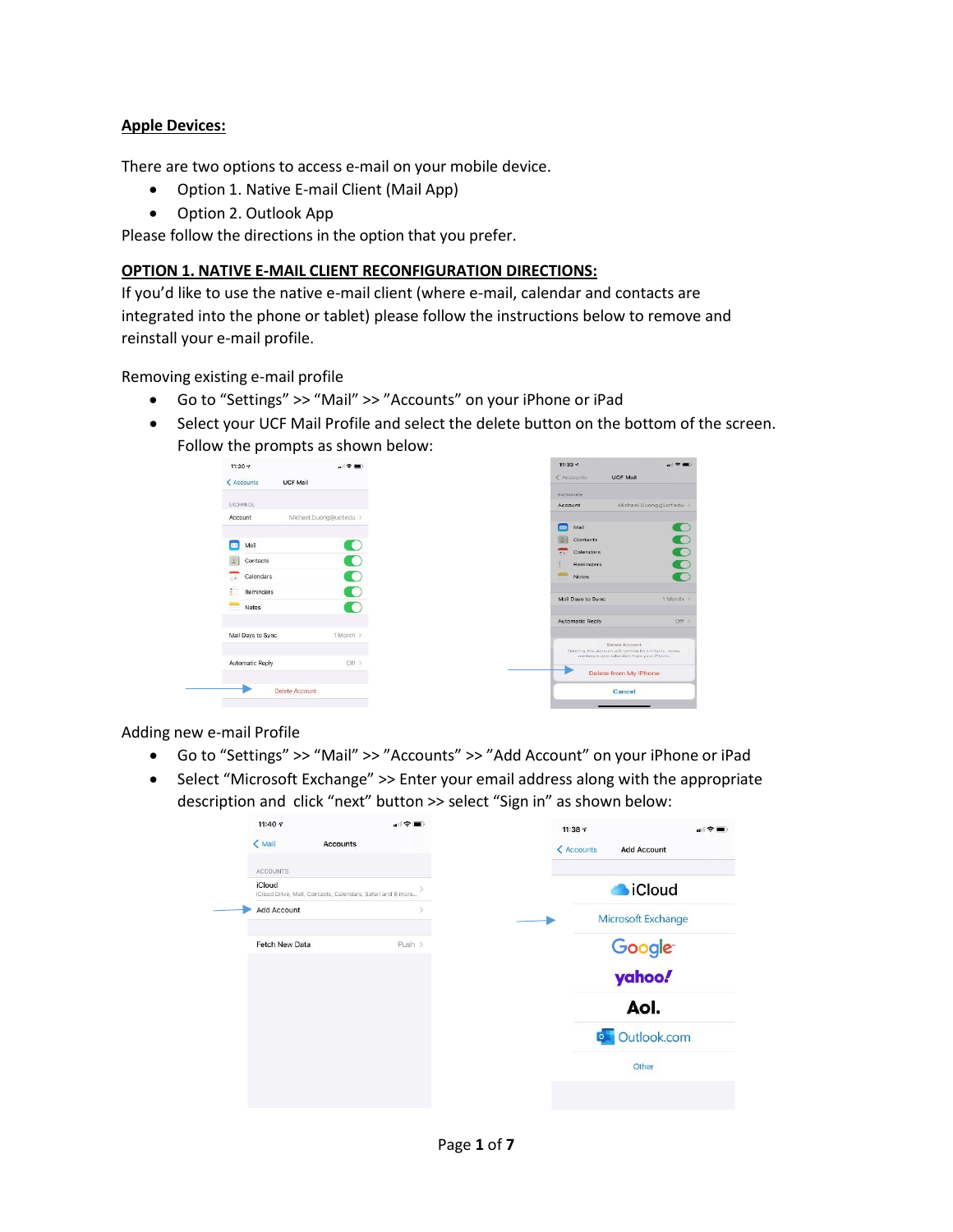**Apple Devices:**

There are two options to access e-mail on your mobile device.

- Option 1. Native E-mail Client (Mail App)
- Option 2. Outlook App

Please follow the directions in the option that you prefer.

**OPTION 1. NATIVE E-MAIL CLIENT RECONFIGURATION DIRECTIONS:**

If you'd like to use the native e-mail client (where e-mail, calendar and contacts are integrated into the phone or tablet) please follow the instructions below to remove and reinstall your e-mail profile.

Removing existing e-mail profile

- Go to "Settings" >> "Mail" >> "Accounts" on your iPhone or iPad
- Select your UCF Mail Profile and select the delete button on the bottom of the screen. Follow the prompts as shown below:

Adding new e-mail Profile

- Go to "Settings" >> "Mail" >> "Accounts" >> "Add Account" on your iPhone or iPad
- Select "Microsoft Exchange" >> Enter your email address along with the appropriate description and click "next" button >> select "Sign in" as shown below: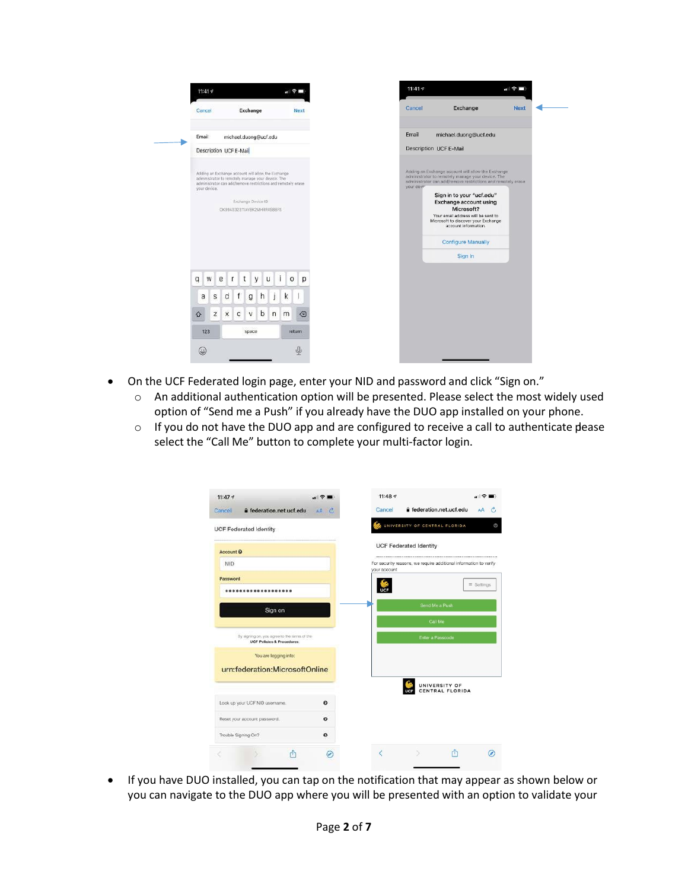- On the UCF Federated login page, enter your NID and password and click "Sign on."
  - An additional authentication option will be presented. Please select the most widely used option of "Send me a Push" if you already have the DUO app installed on your phone.
  - If you do not have the DUO app and are configured to receive a call to authenticate please select the "Call Me" button to complete your multi-factor login.

- If you have DUO installed, you can tap on the notification that may appear as shown below or you can navigate to the DUO app where you will be presented with an option to validate your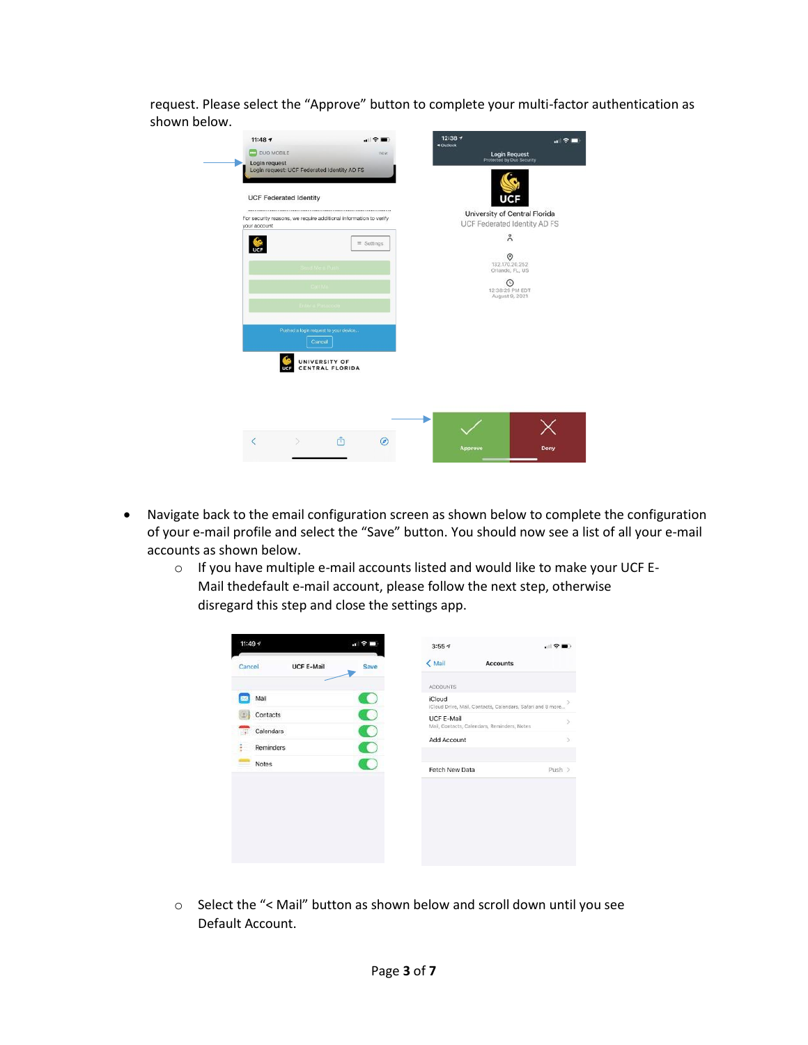request. Please select the "Approve" button to complete your multi-factor authentication as shown below.

- Navigate back to the email configuration screen as shown below to complete the configuration of your e-mail profile and select the "Save" button. You should now see a list of all your e-mail accounts as shown below.
  - If you have multiple e-mail accounts listed and would like to make your UCF E-Mail thedefault e-mail account, please follow the next step, otherwise disregard this step and close the settings app.

  - Select the "< Mail" button as shown below and scroll down until you see Default Account.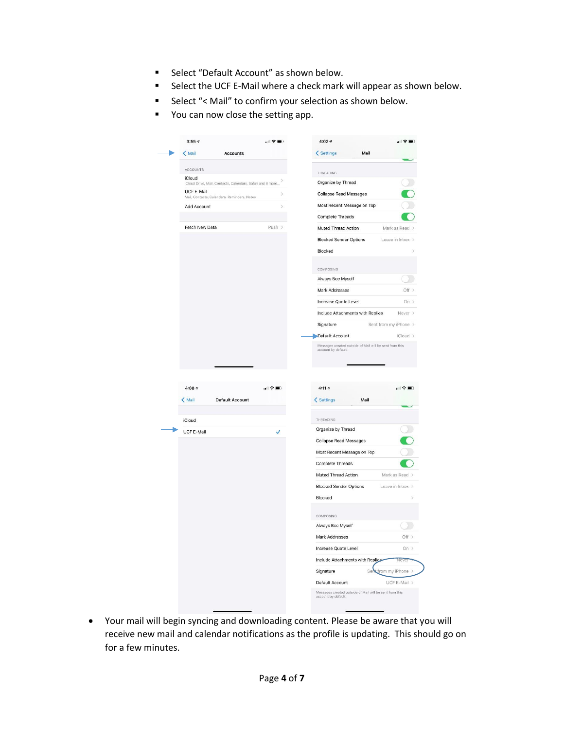- Select “Default Account” as shown below.
- Select the UCF E-Mail where a check mark will appear as shown below.
- Select “< Mail” to confirm your selection as shown below.
- You can now close the setting app.

- Your mail will begin syncing and downloading content. Please be aware that you will receive new mail and calendar notifications as the profile is updating. This should go on for a few minutes.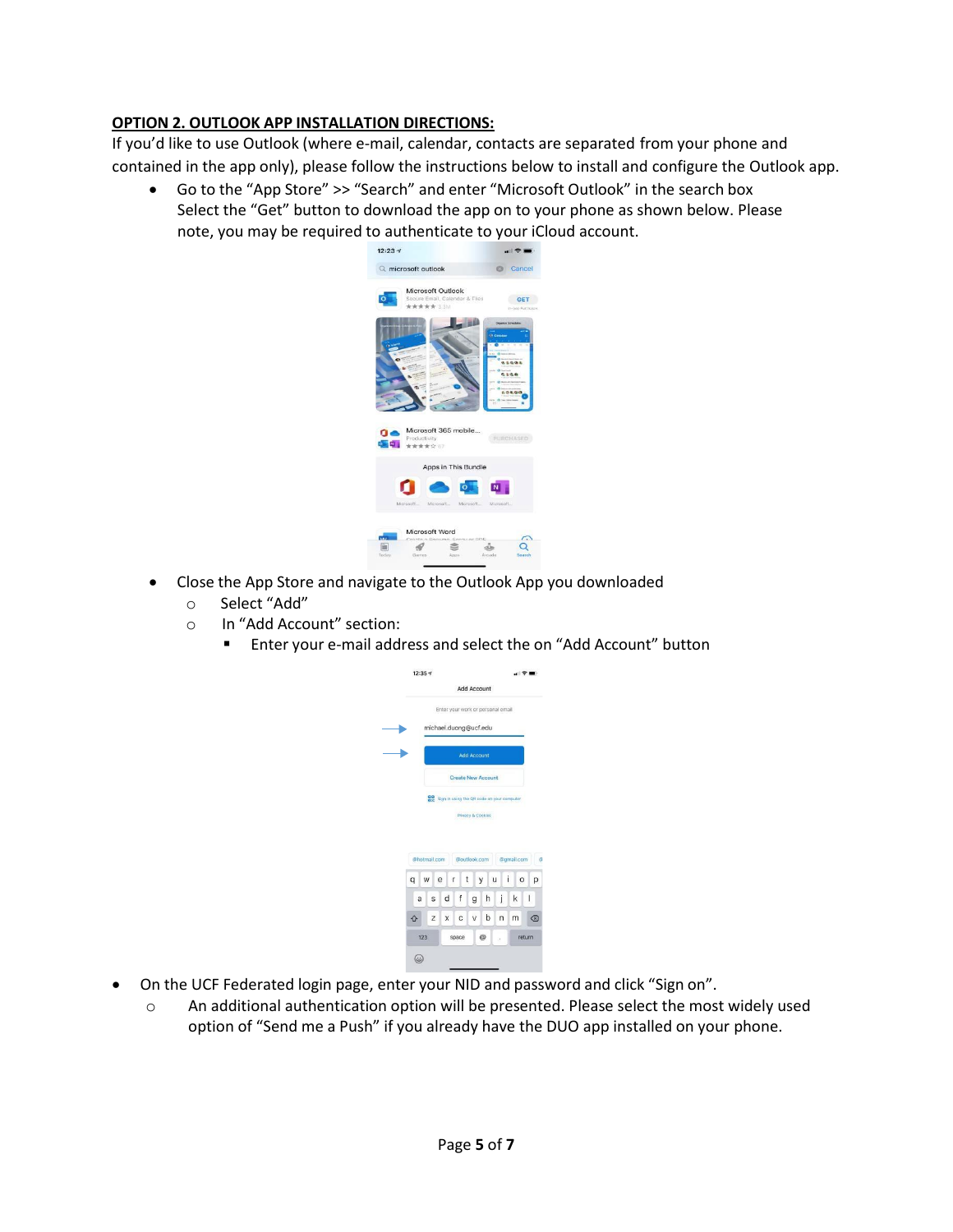**OPTION 2. OUTLOOK APP INSTALLATION DIRECTIONS:**

If you'd like to use Outlook (where e-mail, calendar, contacts are separated from your phone and contained in the app only), please follow the instructions below to install and configure the Outlook app.

- Go to the "App Store" >> "Search" and enter "Microsoft Outlook" in the search box
  Select the "Get" button to download the app on to your phone as shown below. Please note, you may be required to authenticate to your iCloud account.

- Close the App Store and navigate to the Outlook App you downloaded
  - Select "Add"
  - In "Add Account" section:
    - Enter your e-mail address and select the on "Add Account" button

- On the UCF Federated login page, enter your NID and password and click "Sign on".
  - An additional authentication option will be presented. Please select the most widely used option of "Send me a Push" if you already have the DUO app installed on your phone.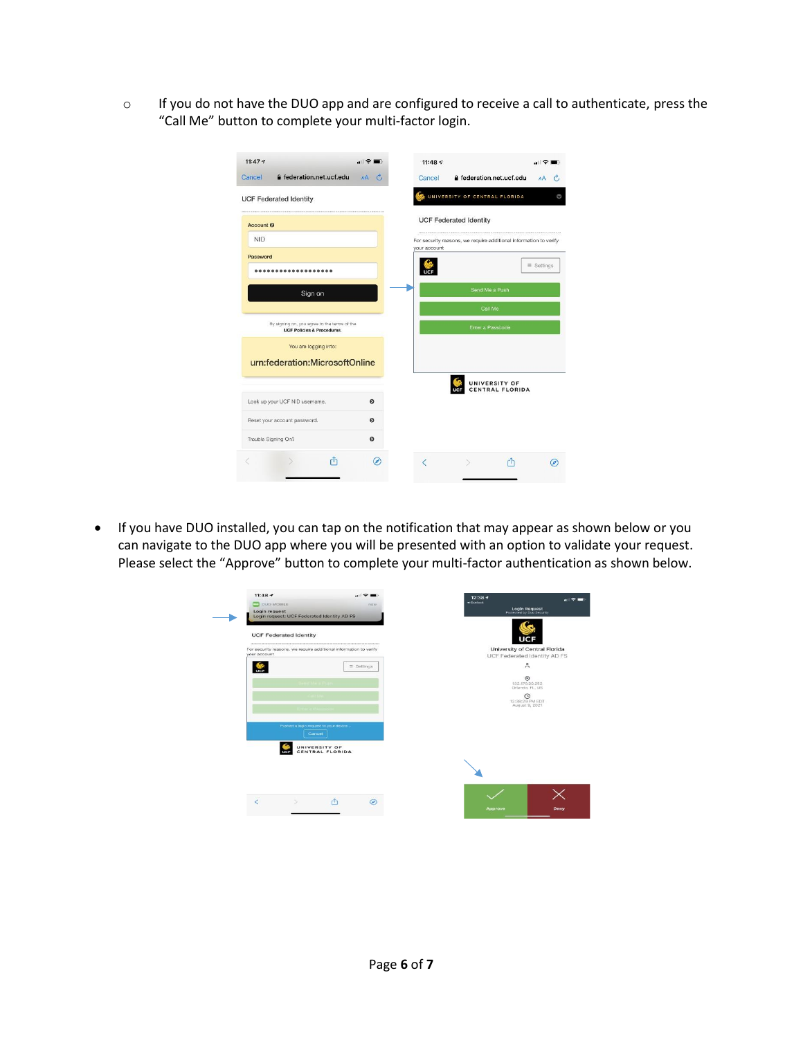- If you do not have the DUO app and are configured to receive a call to authenticate, press the "Call Me" button to complete your multi-factor login.

- If you have DUO installed, you can tap on the notification that may appear as shown below or you can navigate to the DUO app where you will be presented with an option to validate your request. Please select the "Approve" button to complete your multi-factor authentication as shown below.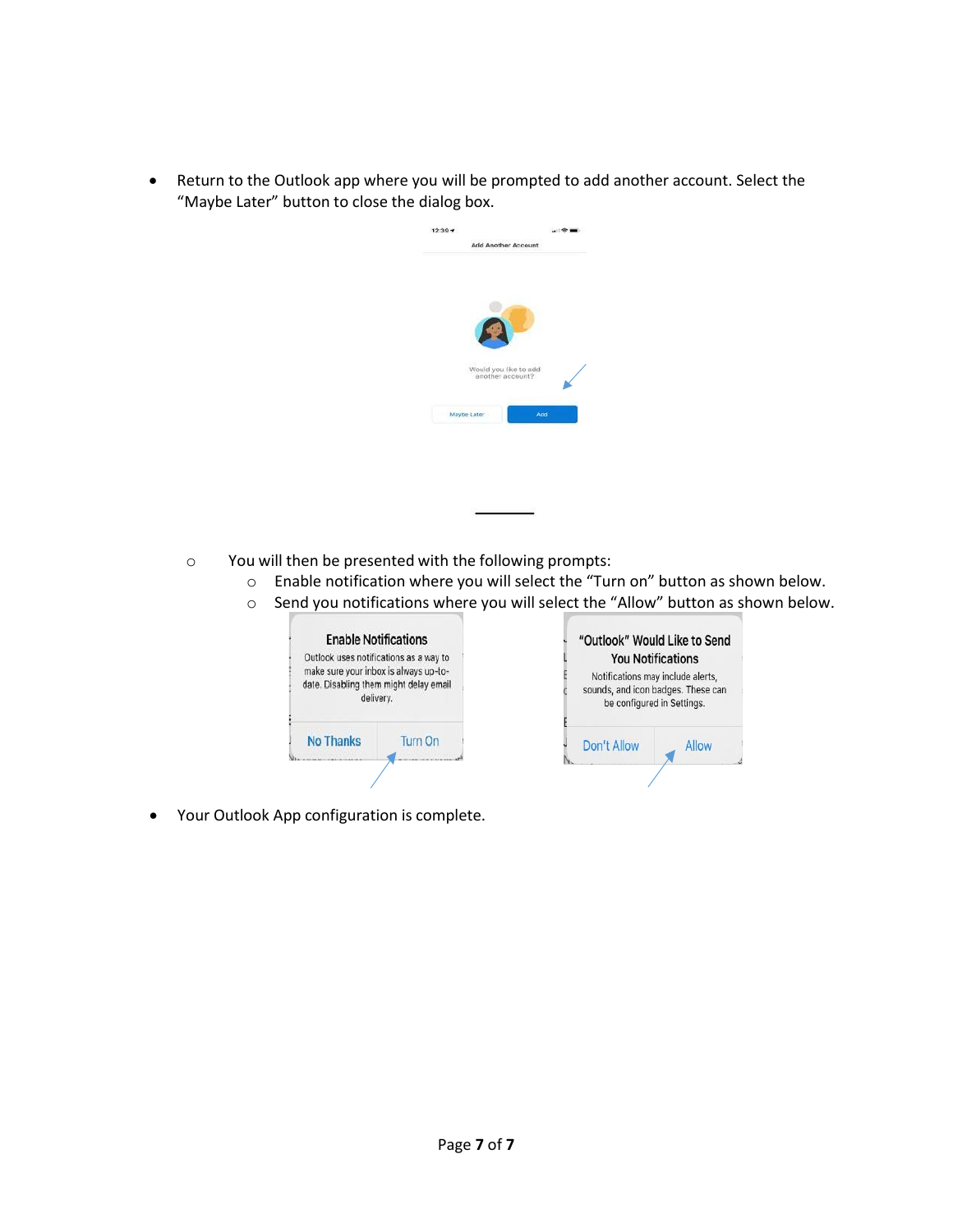- Return to the Outlook app where you will be prompted to add another account. Select the "Maybe Later" button to close the dialog box.

  - You will then be presented with the following prompts:
    - Enable notification where you will select the "Turn on" button as shown below.
    - Send you notifications where you will select the "Allow" button as shown below.

- Your Outlook App configuration is complete.